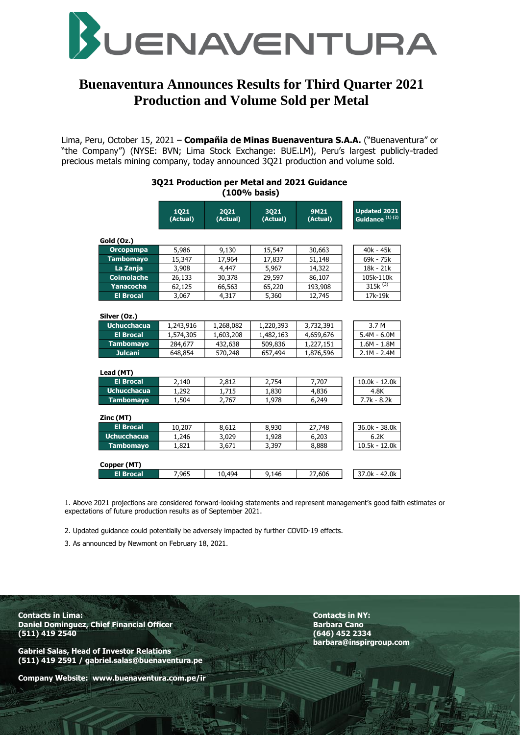# BUENAVENTURA

# Buenaventura Announces Results for Third Quarter 2021 Production and Volume Sold per Metal

Lima, Peru, October 15, 2021 – **Compañia de Minas Buenaventura S.A.A.** ("Buenaventura" or "the Company") (NYSE: BVN; Lima Stock Exchange: BUE.LM), Peru's largest publicly-traded precious metals mining company, today announced 3Q21 production and volume sold.

### 3Q21 Production per Metal and 2021 Guidance (100% basis)

| | 1Q21 (Actual) | 2Q21 (Actual) | 3Q21 (Actual) | 9M21 (Actual) | Updated 2021 Guidance [1] [2] |
|---|---|---|---|---|---|
| **Gold (Oz.)** | | | | | |
| Orcopampa | 5,986 | 9,130 | 15,547 | 30,663 | 40k - 45k |
| Tambomayo | 15,347 | 17,964 | 17,837 | 51,148 | 69k - 75k |
| La Zanja | 3,908 | 4,447 | 5,967 | 14,322 | 18k - 21k |
| Coimolache | 26,133 | 30,378 | 29,597 | 86,107 | 105k-110k |
| Yanacocha | 62,125 | 66,563 | 65,220 | 193,908 | 315k [3] |
| El Brocal | 3,067 | 4,317 | 5,360 | 12,745 | 17k-19k |
| **Silver (Oz.)** | | | | | |
| Uchucchacua | 1,243,916 | 1,268,082 | 1,220,393 | 3,732,391 | 3.7 M |
| El Brocal | 1,574,305 | 1,603,208 | 1,482,163 | 4,659,676 | 5.4M - 6.0M |
| Tambomayo | 284,677 | 432,638 | 509,836 | 1,227,151 | 1.6M - 1.8M |
| Julcani | 648,854 | 570,248 | 657,494 | 1,876,596 | 2.1M - 2.4M |
| **Lead (MT)** | | | | | |
| El Brocal | 2,140 | 2,812 | 2,754 | 7,707 | 10.0k - 12.0k |
| Uchucchacua | 1,292 | 1,715 | 1,830 | 4,836 | 4.8K |
| Tambomayo | 1,504 | 2,767 | 1,978 | 6,249 | 7.7k - 8.2k |
| **Zinc (MT)** | | | | | |
| El Brocal | 10,207 | 8,612 | 8,930 | 27,748 | 36.0k - 38.0k |
| Uchucchacua | 1,246 | 3,029 | 1,928 | 6,203 | 6.2K |
| Tambomayo | 1,821 | 3,671 | 3,397 | 8,888 | 10.5k - 12.0k |
| **Copper (MT)** | | | | | |
| El Brocal | 7,965 | 10,494 | 9,146 | 27,606 | 37.0k - 42.0k |

1. Above 2021 projections are considered forward-looking statements and represent management's good faith estimates or expectations of future production results as of September 2021.

2. Updated guidance could potentially be adversely impacted by further COVID-19 effects.

3. As announced by Newmont on February 18, 2021.

**Contacts in Lima:**
**Daniel Dominguez, Chief Financial Officer**
**(511) 419 2540**

**Gabriel Salas, Head of Investor Relations**
**(511) 419 2591 / gabriel.salas@buenaventura.pe**

**Company Website: www.buenaventura.com.pe/ir**

**Contacts in NY:**
**Barbara Cano**
**(646) 452 2334**
**barbara@inspirgroup.com**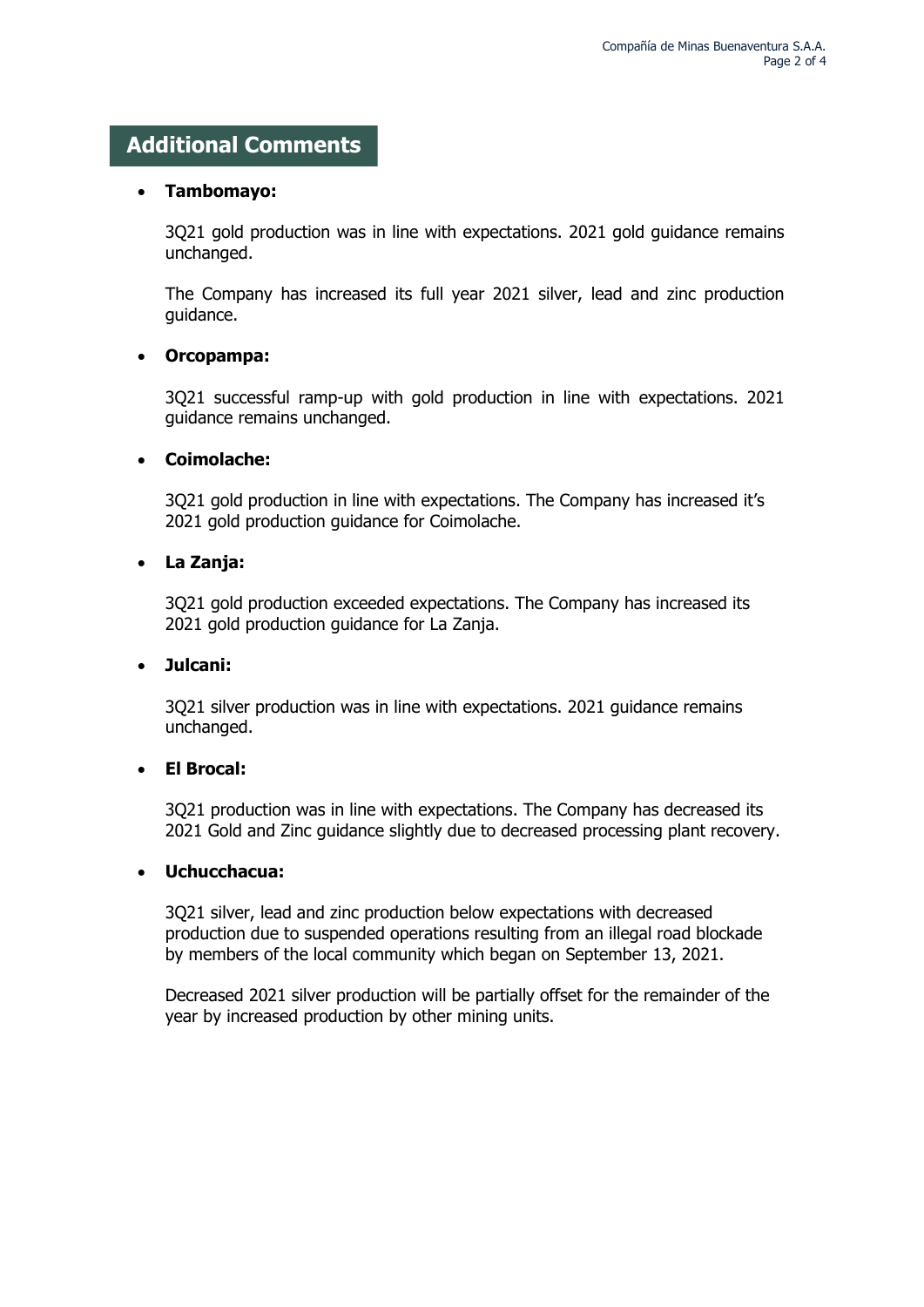## Additional Comments

- **Tambomayo:**

  3Q21 gold production was in line with expectations. 2021 gold guidance remains unchanged.

  The Company has increased its full year 2021 silver, lead and zinc production guidance.

- **Orcopampa:**

  3Q21 successful ramp-up with gold production in line with expectations. 2021 guidance remains unchanged.

- **Coimolache:**

  3Q21 gold production in line with expectations. The Company has increased it's 2021 gold production guidance for Coimolache.

- **La Zanja:**

  3Q21 gold production exceeded expectations. The Company has increased its 2021 gold production guidance for La Zanja.

- **Julcani:**

  3Q21 silver production was in line with expectations. 2021 guidance remains unchanged.

- **El Brocal:**

  3Q21 production was in line with expectations. The Company has decreased its 2021 Gold and Zinc guidance slightly due to decreased processing plant recovery.

- **Uchucchacua:**

  3Q21 silver, lead and zinc production below expectations with decreased production due to suspended operations resulting from an illegal road blockade by members of the local community which began on September 13, 2021.

  Decreased 2021 silver production will be partially offset for the remainder of the year by increased production by other mining units.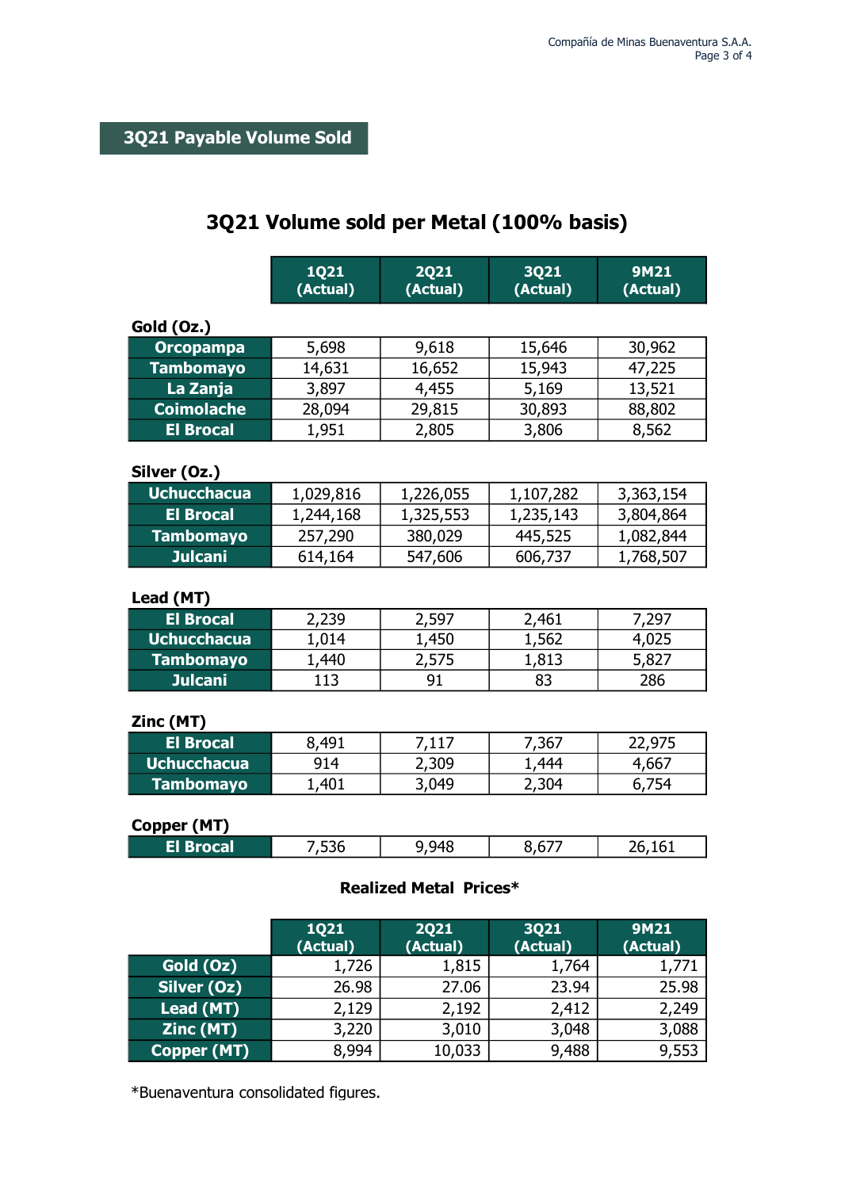## 3Q21 Payable Volume Sold

### 3Q21 Volume sold per Metal (100% basis)

| | 1Q21 (Actual) | 2Q21 (Actual) | 3Q21 (Actual) | 9M21 (Actual) |
|---|---|---|---|---|
| **Gold (Oz.)** | | | | |
| Orcopampa | 5,698 | 9,618 | 15,646 | 30,962 |
| Tambomayo | 14,631 | 16,652 | 15,943 | 47,225 |
| La Zanja | 3,897 | 4,455 | 5,169 | 13,521 |
| Coimolache | 28,094 | 29,815 | 30,893 | 88,802 |
| El Brocal | 1,951 | 2,805 | 3,806 | 8,562 |
| **Silver (Oz.)** | | | | |
| Uchucchacua | 1,029,816 | 1,226,055 | 1,107,282 | 3,363,154 |
| El Brocal | 1,244,168 | 1,325,553 | 1,235,143 | 3,804,864 |
| Tambomayo | 257,290 | 380,029 | 445,525 | 1,082,844 |
| Julcani | 614,164 | 547,606 | 606,737 | 1,768,507 |
| **Lead (MT)** | | | | |
| El Brocal | 2,239 | 2,597 | 2,461 | 7,297 |
| Uchucchacua | 1,014 | 1,450 | 1,562 | 4,025 |
| Tambomayo | 1,440 | 2,575 | 1,813 | 5,827 |
| Julcani | 113 | 91 | 83 | 286 |
| **Zinc (MT)** | | | | |
| El Brocal | 8,491 | 7,117 | 7,367 | 22,975 |
| Uchucchacua | 914 | 2,309 | 1,444 | 4,667 |
| Tambomayo | 1,401 | 3,049 | 2,304 | 6,754 |
| **Copper (MT)** | | | | |
| El Brocal | 7,536 | 9,948 | 8,677 | 26,161 |

**Realized Metal Prices***

| | 1Q21 (Actual) | 2Q21 (Actual) | 3Q21 (Actual) | 9M21 (Actual) |
|---|---|---|---|---|
| Gold (Oz) | 1,726 | 1,815 | 1,764 | 1,771 |
| Silver (Oz) | 26.98 | 27.06 | 23.94 | 25.98 |
| Lead (MT) | 2,129 | 2,192 | 2,412 | 2,249 |
| Zinc (MT) | 3,220 | 3,010 | 3,048 | 3,088 |
| Copper (MT) | 8,994 | 10,033 | 9,488 | 9,553 |

*Buenaventura consolidated figures.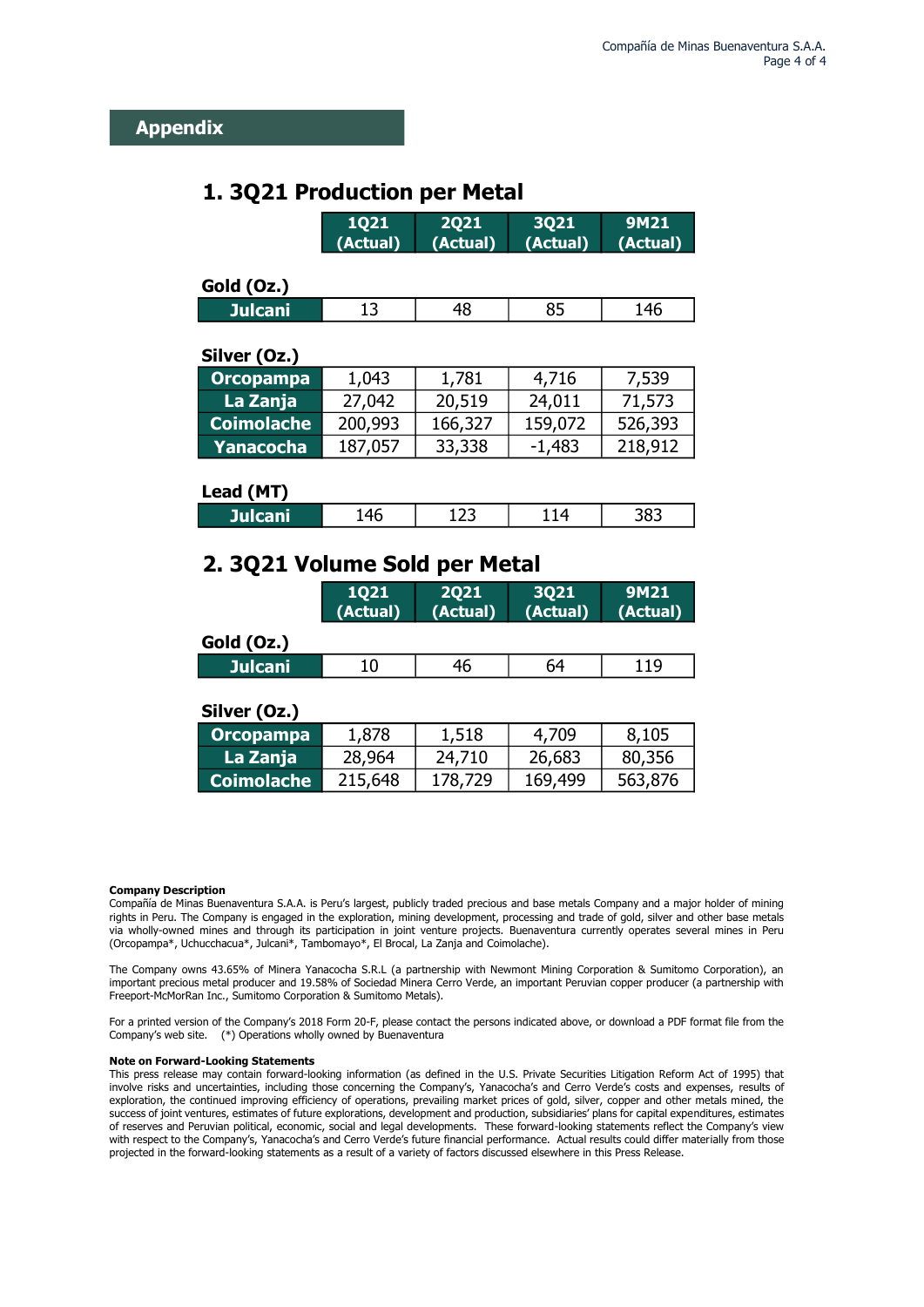## Appendix

### 1. 3Q21 Production per Metal

| | 1Q21 (Actual) | 2Q21 (Actual) | 3Q21 (Actual) | 9M21 (Actual) |
|---|---|---|---|---|
| **Gold (Oz.)** | | | | |
| Julcani | 13 | 48 | 85 | 146 |
| **Silver (Oz.)** | | | | |
| Orcopampa | 1,043 | 1,781 | 4,716 | 7,539 |
| La Zanja | 27,042 | 20,519 | 24,011 | 71,573 |
| Coimolache | 200,993 | 166,327 | 159,072 | 526,393 |
| Yanacocha | 187,057 | 33,338 | -1,483 | 218,912 |
| **Lead (MT)** | | | | |
| Julcani | 146 | 123 | 114 | 383 |

### 2. 3Q21 Volume Sold per Metal

| | 1Q21 (Actual) | 2Q21 (Actual) | 3Q21 (Actual) | 9M21 (Actual) |
|---|---|---|---|---|
| **Gold (Oz.)** | | | | |
| Julcani | 10 | 46 | 64 | 119 |
| **Silver (Oz.)** | | | | |
| Orcopampa | 1,878 | 1,518 | 4,709 | 8,105 |
| La Zanja | 28,964 | 24,710 | 26,683 | 80,356 |
| Coimolache | 215,648 | 178,729 | 169,499 | 563,876 |

**Company Description**

Compañía de Minas Buenaventura S.A.A. is Peru's largest, publicly traded precious and base metals Company and a major holder of mining rights in Peru. The Company is engaged in the exploration, mining development, processing and trade of gold, silver and other base metals via wholly-owned mines and through its participation in joint venture projects. Buenaventura currently operates several mines in Peru (Orcopampa*, Uchucchacua*, Julcani*, Tambomayo*, El Brocal, La Zanja and Coimolache).

The Company owns 43.65% of Minera Yanacocha S.R.L (a partnership with Newmont Mining Corporation & Sumitomo Corporation), an important precious metal producer and 19.58% of Sociedad Minera Cerro Verde, an important Peruvian copper producer (a partnership with Freeport-McMorRan Inc., Sumitomo Corporation & Sumitomo Metals).

For a printed version of the Company's 2018 Form 20-F, please contact the persons indicated above, or download a PDF format file from the Company's web site. (*) Operations wholly owned by Buenaventura

**Note on Forward-Looking Statements**

This press release may contain forward-looking information (as defined in the U.S. Private Securities Litigation Reform Act of 1995) that involve risks and uncertainties, including those concerning the Company's, Yanacocha's and Cerro Verde's costs and expenses, results of exploration, the continued improving efficiency of operations, prevailing market prices of gold, silver, copper and other metals mined, the success of joint ventures, estimates of future explorations, development and production, subsidiaries' plans for capital expenditures, estimates of reserves and Peruvian political, economic, social and legal developments. These forward-looking statements reflect the Company's view with respect to the Company's, Yanacocha's and Cerro Verde's future financial performance. Actual results could differ materially from those projected in the forward-looking statements as a result of a variety of factors discussed elsewhere in this Press Release.